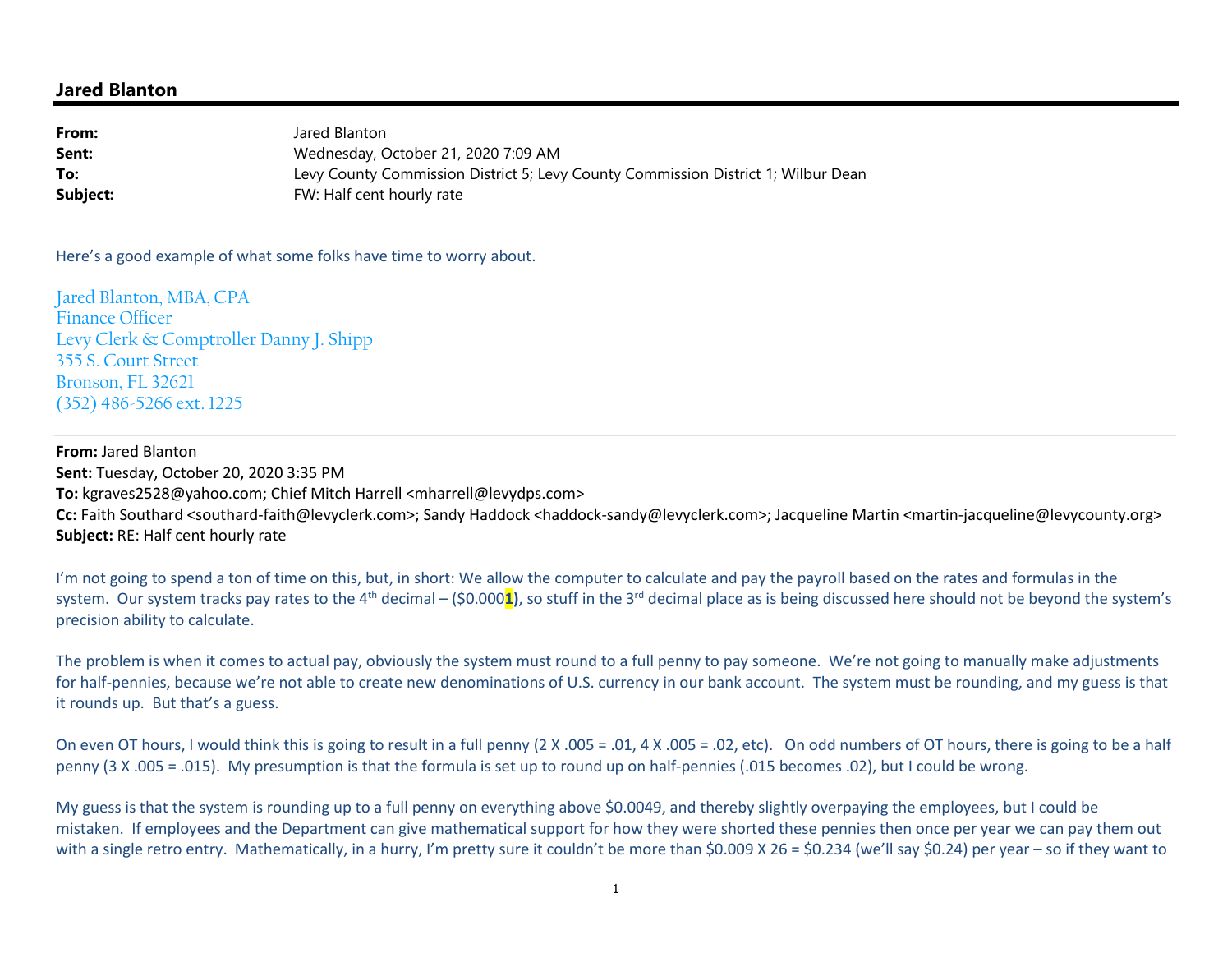## Jared Blanton

**From:** Jared Blanton
**Sent:** Wednesday, October 21, 2020 7:09 AM
**To:** Levy County Commission District 5; Levy County Commission District 1; Wilbur Dean
**Subject:** FW: Half cent hourly rate

Here's a good example of what some folks have time to worry about.

Jared Blanton, MBA, CPA
Finance Officer
Levy Clerk & Comptroller Danny J. Shipp
355 S. Court Street
Bronson, FL 32621
(352) 486-5266 ext. 1225

---

**From:** Jared Blanton
**Sent:** Tuesday, October 20, 2020 3:35 PM
**To:** kgraves2528@yahoo.com; Chief Mitch Harrell <mharrell@levydps.com>
**Cc:** Faith Southard <southard-faith@levyclerk.com>; Sandy Haddock <haddock-sandy@levyclerk.com>; Jacqueline Martin <martin-jacqueline@levycounty.org>
**Subject:** RE: Half cent hourly rate

I'm not going to spend a ton of time on this, but, in short: We allow the computer to calculate and pay the payroll based on the rates and formulas in the system. Our system tracks pay rates to the 4th decimal – ($0.000**1**), so stuff in the 3rd decimal place as is being discussed here should not be beyond the system's precision ability to calculate.

The problem is when it comes to actual pay, obviously the system must round to a full penny to pay someone. We're not going to manually make adjustments for half-pennies, because we're not able to create new denominations of U.S. currency in our bank account. The system must be rounding, and my guess is that it rounds up. But that's a guess.

On even OT hours, I would think this is going to result in a full penny (2 X .005 = .01, 4 X .005 = .02, etc). On odd numbers of OT hours, there is going to be a half penny (3 X .005 = .015). My presumption is that the formula is set up to round up on half-pennies (.015 becomes .02), but I could be wrong.

My guess is that the system is rounding up to a full penny on everything above $0.0049, and thereby slightly overpaying the employees, but I could be mistaken. If employees and the Department can give mathematical support for how they were shorted these pennies then once per year we can pay them out with a single retro entry. Mathematically, in a hurry, I'm pretty sure it couldn't be more than $0.009 X 26 = $0.234 (we'll say $0.24) per year – so if they want to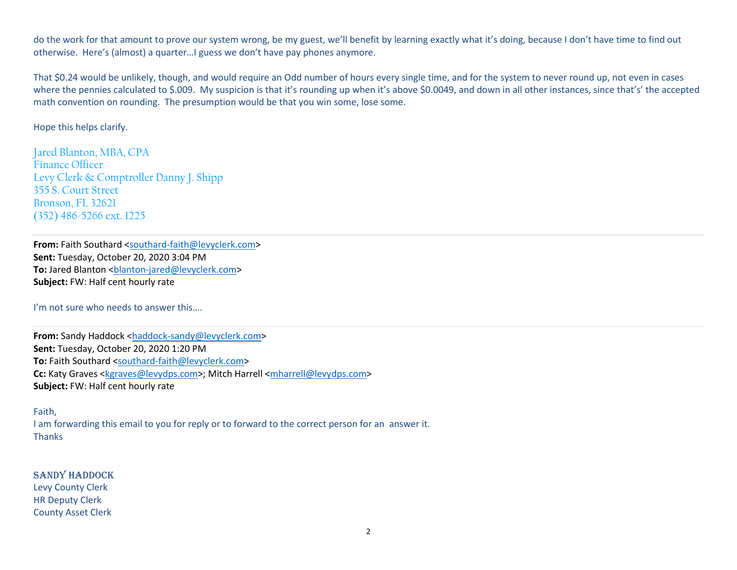do the work for that amount to prove our system wrong, be my guest, we'll benefit by learning exactly what it's doing, because I don't have time to find out otherwise. Here's (almost) a quarter…I guess we don't have pay phones anymore.

That $0.24 would be unlikely, though, and would require an Odd number of hours every single time, and for the system to never round up, not even in cases where the pennies calculated to $.009. My suspicion is that it's rounding up when it's above $0.0049, and down in all other instances, since that's' the accepted math convention on rounding. The presumption would be that you win some, lose some.

Hope this helps clarify.

Jared Blanton, MBA, CPA
Finance Officer
Levy Clerk & Comptroller Danny J. Shipp
355 S. Court Street
Bronson, FL 32621
(352) 486-5266 ext. 1225

---

**From:** Faith Southard <southard-faith@levyclerk.com>
**Sent:** Tuesday, October 20, 2020 3:04 PM
**To:** Jared Blanton <blanton-jared@levyclerk.com>
**Subject:** FW: Half cent hourly rate

I'm not sure who needs to answer this….

---

**From:** Sandy Haddock <haddock-sandy@levyclerk.com>
**Sent:** Tuesday, October 20, 2020 1:20 PM
**To:** Faith Southard <southard-faith@levyclerk.com>
**Cc:** Katy Graves <kgraves@levydps.com>; Mitch Harrell <mharrell@levydps.com>
**Subject:** FW: Half cent hourly rate

Faith,
I am forwarding this email to you for reply or to forward to the correct person for an answer it.
Thanks

SANDY HADDOCK
Levy County Clerk
HR Deputy Clerk
County Asset Clerk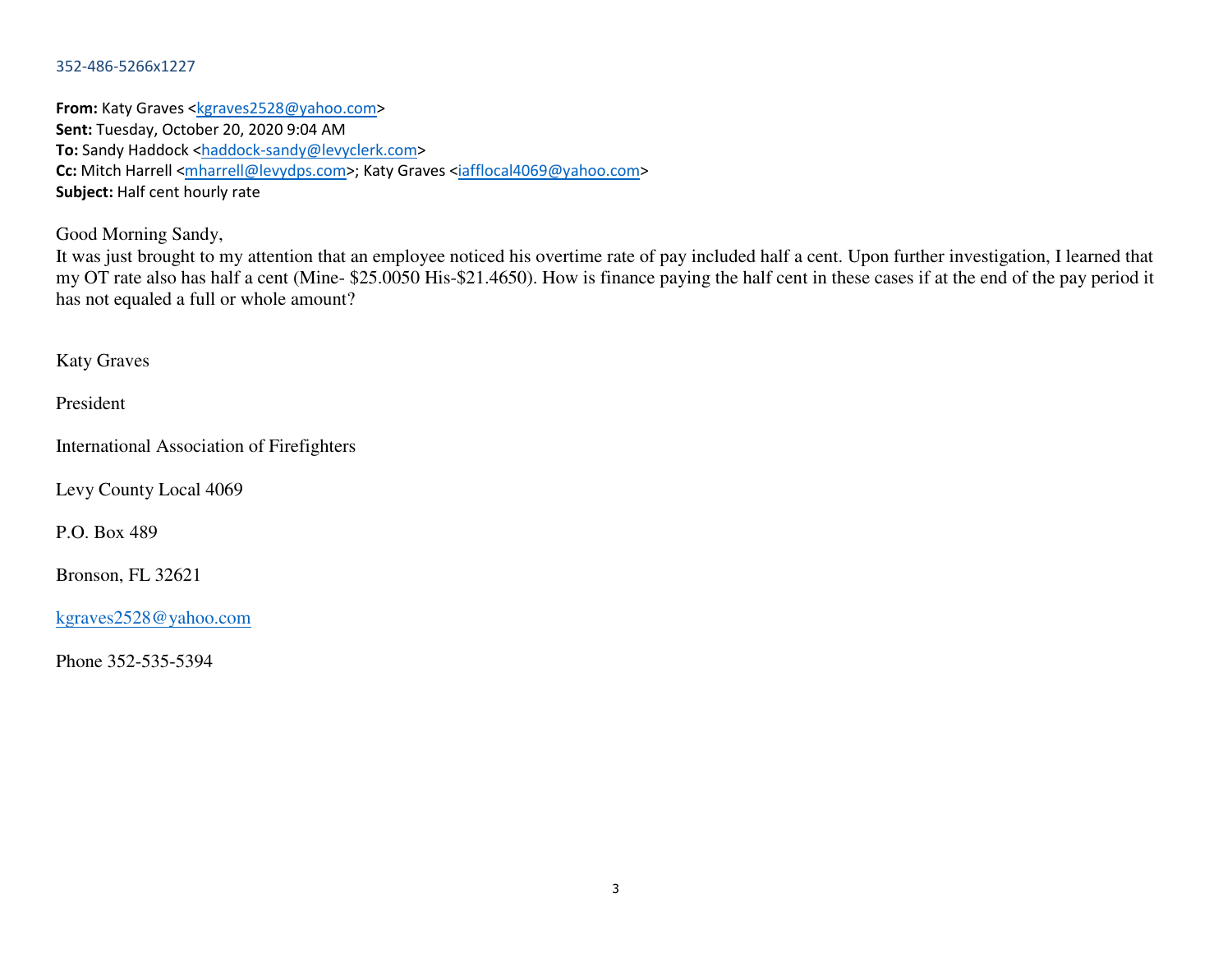352-486-5266x1227

**From:** Katy Graves <kgraves2528@yahoo.com>
**Sent:** Tuesday, October 20, 2020 9:04 AM
**To:** Sandy Haddock <haddock-sandy@levyclerk.com>
**Cc:** Mitch Harrell <mharrell@levydps.com>; Katy Graves <iafflocal4069@yahoo.com>
**Subject:** Half cent hourly rate

Good Morning Sandy,
It was just brought to my attention that an employee noticed his overtime rate of pay included half a cent. Upon further investigation, I learned that my OT rate also has half a cent (Mine- $25.0050 His-$21.4650). How is finance paying the half cent in these cases if at the end of the pay period it has not equaled a full or whole amount?

Katy Graves

President

International Association of Firefighters

Levy County Local 4069

P.O. Box 489

Bronson, FL 32621

kgraves2528@yahoo.com

Phone 352-535-5394